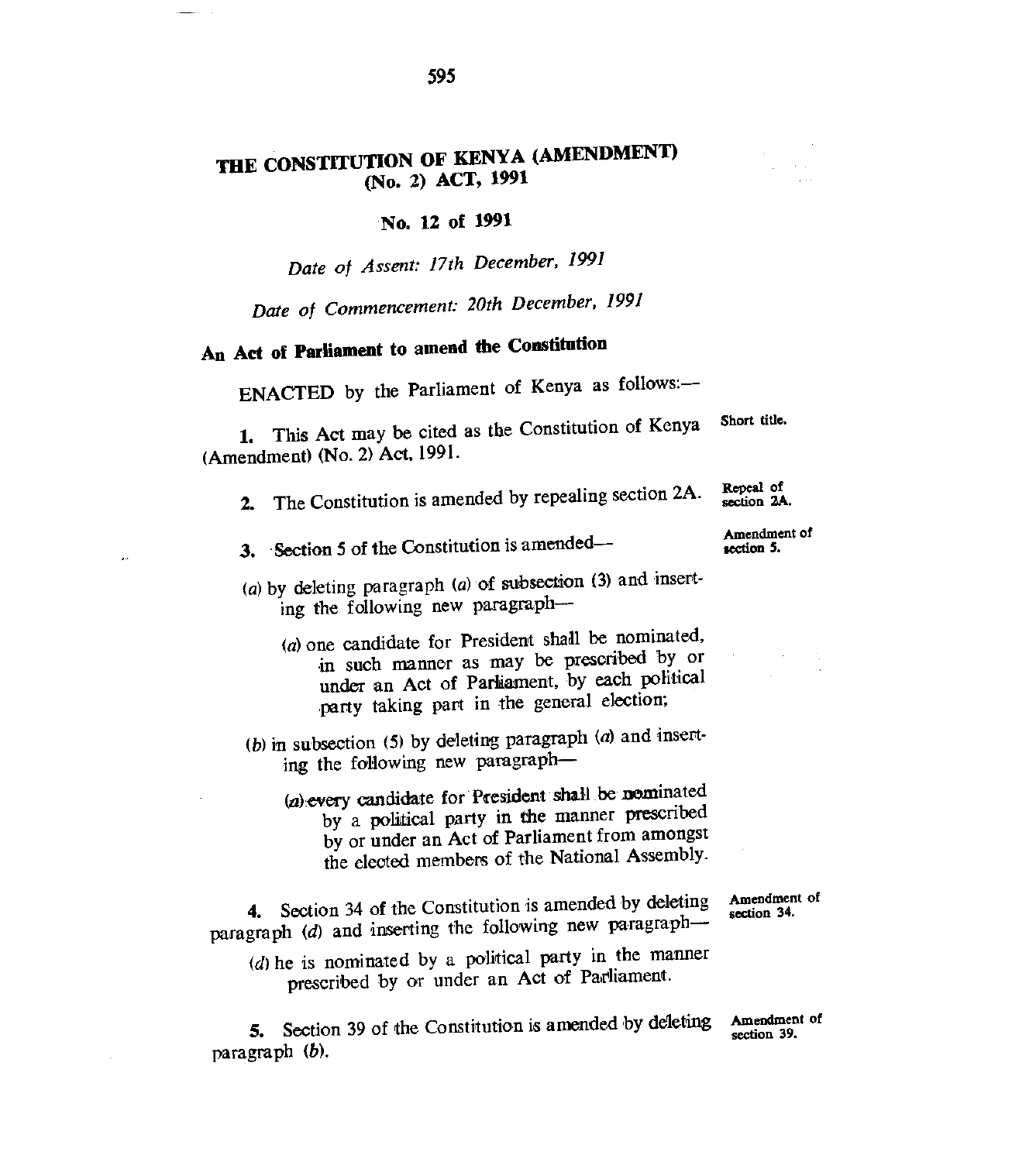# THE CONSTITUTION OF KENYA (AMENDMENT) (No. 2) ACT, 1991

**No. 12 of 1991**

*Date of Assent: 17th December, 1991*

*Date of Commencement: 20th December, 1991*

## An Act of Parliament to amend the Constitution

ENACTED by the Parliament of Kenya as follows:—

**1.** This Act may be cited as the Constitution of Kenya (Amendment) (No. 2) Act, 1991. — *Short title.*

**2.** The Constitution is amended by repealing section 2A. — *Repeal of section 2A.*

**3.** Section 5 of the Constitution is amended— — *Amendment of section 5.*

(*a*) by deleting paragraph (*a*) of subsection (3) and inserting the following new paragraph—

> (*a*) one candidate for President shall be nominated, in such manner as may be prescribed by or under an Act of Parliament, by each political party taking part in the general election;

(*b*) in subsection (5) by deleting paragraph (*a*) and inserting the following new paragraph—

> (*a*) every candidate for President shall be nominated by a political party in the manner prescribed by or under an Act of Parliament from amongst the elected members of the National Assembly.

**4.** Section 34 of the Constitution is amended by deleting paragraph (*d*) and inserting the following new paragraph— — *Amendment of section 34.*

> (*d*) he is nominated by a political party in the manner prescribed by or under an Act of Parliament.

**5.** Section 39 of the Constitution is amended by deleting paragraph (*b*). — *Amendment of section 39.*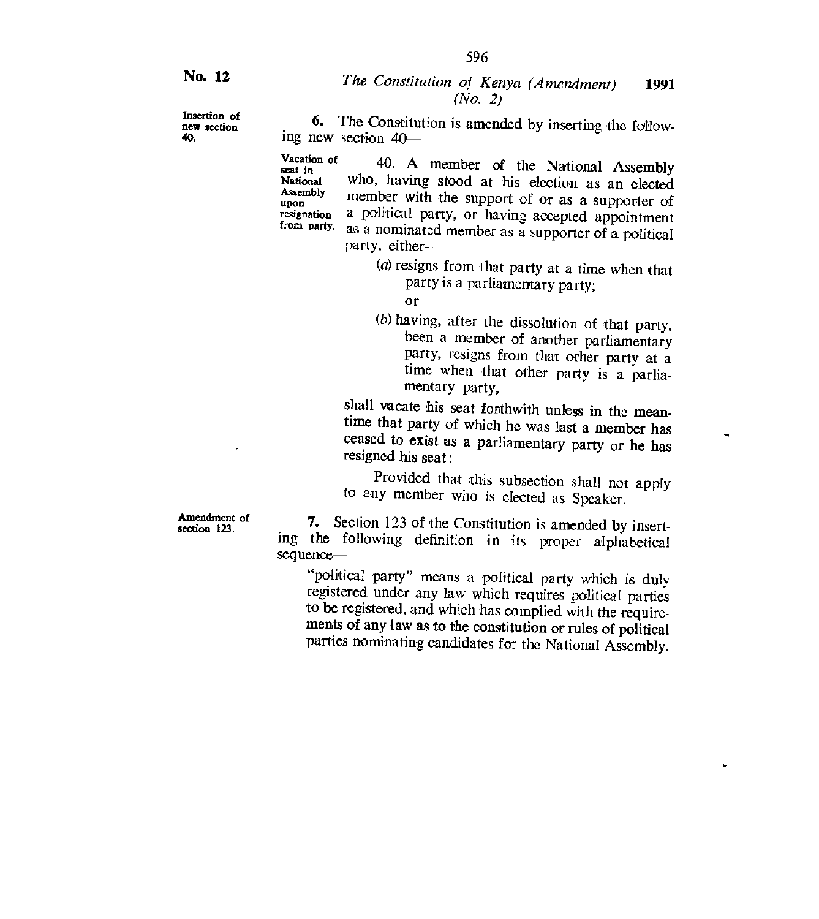**6.** The Constitution is amended by inserting the following new section 40—

*Insertion of new section 40.*

*Vacation of seat in National Assembly upon resignation from party.*

40. A member of the National Assembly who, having stood at his election as an elected member with the support of or as a supporter of a political party, or having accepted appointment as a nominated member as a supporter of a political party, either—

(*a*) resigns from that party at a time when that party is a parliamentary party;

or

(*b*) having, after the dissolution of that party, been a member of another parliamentary party, resigns from that other party at a time when that other party is a parliamentary party,

shall vacate his seat forthwith unless in the meantime that party of which he was last a member has ceased to exist as a parliamentary party or he has resigned his seat:

Provided that this subsection shall not apply to any member who is elected as Speaker.

*Amendment of section 123.*

**7.** Section 123 of the Constitution is amended by inserting the following definition in its proper alphabetical sequence—

"political party" means a political party which is duly registered under any law which requires political parties to be registered, and which has complied with the requirements of any law as to the constitution or rules of political parties nominating candidates for the National Assembly.